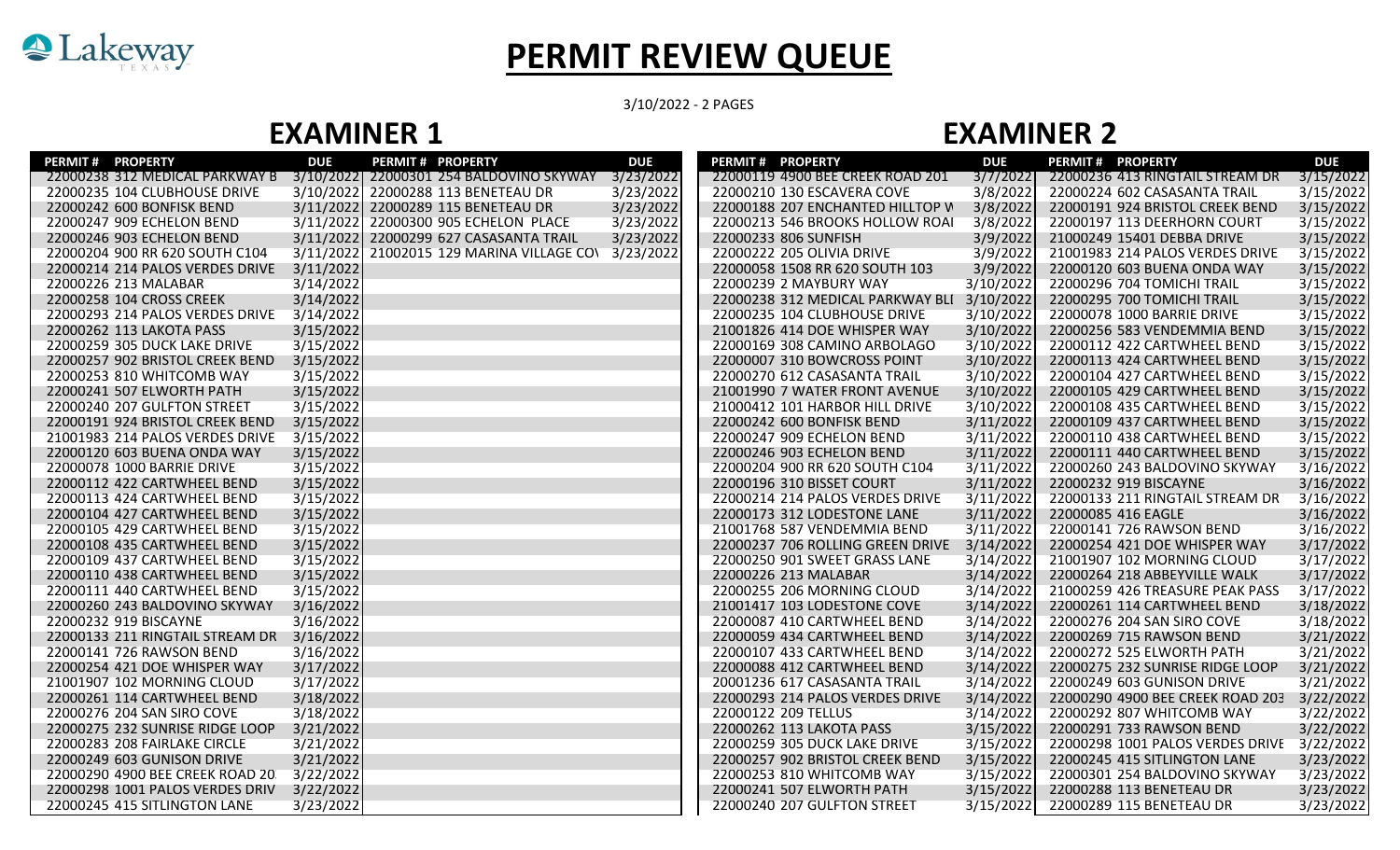# PERMIT REVIEW QUEUE

3/10/2022 - 2 PAGES

## EXAMINER 1

| PERMIT # | PROPERTY | DUE | PERMIT # | PROPERTY | DUE |
|---|---|---|---|---|---|
| 22000238 | 312 MEDICAL PARKWAY B | 3/10/2022 | 22000301 | 254 BALDOVINO SKYWAY | 3/23/2022 |
| 22000235 | 104 CLUBHOUSE DRIVE | 3/10/2022 | 22000288 | 113 BENETEAU DR | 3/23/2022 |
| 22000242 | 600 BONFISK BEND | 3/11/2022 | 22000289 | 115 BENETEAU DR | 3/23/2022 |
| 22000247 | 909 ECHELON BEND | 3/11/2022 | 22000300 | 905 ECHELON PLACE | 3/23/2022 |
| 22000246 | 903 ECHELON BEND | 3/11/2022 | 22000299 | 627 CASASANTA TRAIL | 3/23/2022 |
| 22000204 | 900 RR 620 SOUTH C104 | 3/11/2022 | 21002015 | 129 MARINA VILLAGE CO\ | 3/23/2022 |
| 22000214 | 214 PALOS VERDES DRIVE | 3/11/2022 | | | |
| 22000226 | 213 MALABAR | 3/14/2022 | | | |
| 22000258 | 104 CROSS CREEK | 3/14/2022 | | | |
| 22000293 | 214 PALOS VERDES DRIVE | 3/14/2022 | | | |
| 22000262 | 113 LAKOTA PASS | 3/15/2022 | | | |
| 22000259 | 305 DUCK LAKE DRIVE | 3/15/2022 | | | |
| 22000257 | 902 BRISTOL CREEK BEND | 3/15/2022 | | | |
| 22000253 | 810 WHITCOMB WAY | 3/15/2022 | | | |
| 22000241 | 507 ELWORTH PATH | 3/15/2022 | | | |
| 22000240 | 207 GULFTON STREET | 3/15/2022 | | | |
| 22000191 | 924 BRISTOL CREEK BEND | 3/15/2022 | | | |
| 21001983 | 214 PALOS VERDES DRIVE | 3/15/2022 | | | |
| 22000120 | 603 BUENA ONDA WAY | 3/15/2022 | | | |
| 22000078 | 1000 BARRIE DRIVE | 3/15/2022 | | | |
| 22000112 | 422 CARTWHEEL BEND | 3/15/2022 | | | |
| 22000113 | 424 CARTWHEEL BEND | 3/15/2022 | | | |
| 22000104 | 427 CARTWHEEL BEND | 3/15/2022 | | | |
| 22000105 | 429 CARTWHEEL BEND | 3/15/2022 | | | |
| 22000108 | 435 CARTWHEEL BEND | 3/15/2022 | | | |
| 22000109 | 437 CARTWHEEL BEND | 3/15/2022 | | | |
| 22000110 | 438 CARTWHEEL BEND | 3/15/2022 | | | |
| 22000111 | 440 CARTWHEEL BEND | 3/15/2022 | | | |
| 22000260 | 243 BALDOVINO SKYWAY | 3/16/2022 | | | |
| 22000232 | 919 BISCAYNE | 3/16/2022 | | | |
| 22000133 | 211 RINGTAIL STREAM DR | 3/16/2022 | | | |
| 22000141 | 726 RAWSON BEND | 3/16/2022 | | | |
| 22000254 | 421 DOE WHISPER WAY | 3/17/2022 | | | |
| 21001907 | 102 MORNING CLOUD | 3/17/2022 | | | |
| 22000261 | 114 CARTWHEEL BEND | 3/18/2022 | | | |
| 22000276 | 204 SAN SIRO COVE | 3/18/2022 | | | |
| 22000275 | 232 SUNRISE RIDGE LOOP | 3/21/2022 | | | |
| 22000283 | 208 FAIRLAKE CIRCLE | 3/21/2022 | | | |
| 22000249 | 603 GUNISON DRIVE | 3/21/2022 | | | |
| 22000290 | 4900 BEE CREEK ROAD 20 | 3/22/2022 | | | |
| 22000298 | 1001 PALOS VERDES DRIV | 3/22/2022 | | | |
| 22000245 | 415 SITLINGTON LANE | 3/23/2022 | | | |

## EXAMINER 2

| PERMIT # | PROPERTY | DUE | PERMIT # | PROPERTY | DUE |
|---|---|---|---|---|---|
| 22000119 | 4900 BEE CREEK ROAD 201 | 3/7/2022 | 22000236 | 413 RINGTAIL STREAM DR | 3/15/2022 |
| 22000210 | 130 ESCAVERA COVE | 3/8/2022 | 22000224 | 602 CASASANTA TRAIL | 3/15/2022 |
| 22000188 | 207 ENCHANTED HILLTOP W | 3/8/2022 | 22000191 | 924 BRISTOL CREEK BEND | 3/15/2022 |
| 22000213 | 546 BROOKS HOLLOW ROAI | 3/8/2022 | 22000197 | 113 DEERHORN COURT | 3/15/2022 |
| 22000233 | 806 SUNFISH | 3/9/2022 | 21000249 | 15401 DEBBA DRIVE | 3/15/2022 |
| 22000222 | 205 OLIVIA DRIVE | 3/9/2022 | 21001983 | 214 PALOS VERDES DRIVE | 3/15/2022 |
| 22000058 | 1508 RR 620 SOUTH 103 | 3/9/2022 | 22000120 | 603 BUENA ONDA WAY | 3/15/2022 |
| 22000239 | 2 MAYBURY WAY | 3/10/2022 | 22000296 | 704 TOMICHI TRAIL | 3/15/2022 |
| 22000238 | 312 MEDICAL PARKWAY BLI | 3/10/2022 | 22000295 | 700 TOMICHI TRAIL | 3/15/2022 |
| 22000235 | 104 CLUBHOUSE DRIVE | 3/10/2022 | 22000078 | 1000 BARRIE DRIVE | 3/15/2022 |
| 21001826 | 414 DOE WHISPER WAY | 3/10/2022 | 22000256 | 583 VENDEMMIA BEND | 3/15/2022 |
| 22000169 | 308 CAMINO ARBOLAGO | 3/10/2022 | 22000112 | 422 CARTWHEEL BEND | 3/15/2022 |
| 22000007 | 310 BOWCROSS POINT | 3/10/2022 | 22000113 | 424 CARTWHEEL BEND | 3/15/2022 |
| 22000270 | 612 CASASANTA TRAIL | 3/10/2022 | 22000104 | 427 CARTWHEEL BEND | 3/15/2022 |
| 21001990 | 7 WATER FRONT AVENUE | 3/10/2022 | 22000105 | 429 CARTWHEEL BEND | 3/15/2022 |
| 21000412 | 101 HARBOR HILL DRIVE | 3/10/2022 | 22000108 | 435 CARTWHEEL BEND | 3/15/2022 |
| 22000242 | 600 BONFISK BEND | 3/11/2022 | 22000109 | 437 CARTWHEEL BEND | 3/15/2022 |
| 22000247 | 909 ECHELON BEND | 3/11/2022 | 22000110 | 438 CARTWHEEL BEND | 3/15/2022 |
| 22000246 | 903 ECHELON BEND | 3/11/2022 | 22000111 | 440 CARTWHEEL BEND | 3/15/2022 |
| 22000204 | 900 RR 620 SOUTH C104 | 3/11/2022 | 22000260 | 243 BALDOVINO SKYWAY | 3/16/2022 |
| 22000196 | 310 BISSET COURT | 3/11/2022 | 22000232 | 919 BISCAYNE | 3/16/2022 |
| 22000214 | 214 PALOS VERDES DRIVE | 3/11/2022 | 22000133 | 211 RINGTAIL STREAM DR | 3/16/2022 |
| 22000173 | 312 LODESTONE LANE | 3/11/2022 | 22000085 | 416 EAGLE | 3/16/2022 |
| 21001768 | 587 VENDEMMIA BEND | 3/11/2022 | 22000141 | 726 RAWSON BEND | 3/16/2022 |
| 22000237 | 706 ROLLING GREEN DRIVE | 3/14/2022 | 22000254 | 421 DOE WHISPER WAY | 3/17/2022 |
| 22000250 | 901 SWEET GRASS LANE | 3/14/2022 | 21001907 | 102 MORNING CLOUD | 3/17/2022 |
| 22000226 | 213 MALABAR | 3/14/2022 | 22000264 | 218 ABBEYVILLE WALK | 3/17/2022 |
| 22000255 | 206 MORNING CLOUD | 3/14/2022 | 21000259 | 426 TREASURE PEAK PASS | 3/17/2022 |
| 21001417 | 103 LODESTONE COVE | 3/14/2022 | 22000261 | 114 CARTWHEEL BEND | 3/18/2022 |
| 22000087 | 410 CARTWHEEL BEND | 3/14/2022 | 22000276 | 204 SAN SIRO COVE | 3/18/2022 |
| 22000059 | 434 CARTWHEEL BEND | 3/14/2022 | 22000269 | 715 RAWSON BEND | 3/21/2022 |
| 22000107 | 433 CARTWHEEL BEND | 3/14/2022 | 22000272 | 525 ELWORTH PATH | 3/21/2022 |
| 22000088 | 412 CARTWHEEL BEND | 3/14/2022 | 22000275 | 232 SUNRISE RIDGE LOOP | 3/21/2022 |
| 20001236 | 617 CASASANTA TRAIL | 3/14/2022 | 22000249 | 603 GUNISON DRIVE | 3/21/2022 |
| 22000293 | 214 PALOS VERDES DRIVE | 3/14/2022 | 22000290 | 4900 BEE CREEK ROAD 203 | 3/22/2022 |
| 22000122 | 209 TELLUS | 3/14/2022 | 22000292 | 807 WHITCOMB WAY | 3/22/2022 |
| 22000262 | 113 LAKOTA PASS | 3/15/2022 | 22000291 | 733 RAWSON BEND | 3/22/2022 |
| 22000259 | 305 DUCK LAKE DRIVE | 3/15/2022 | 22000298 | 1001 PALOS VERDES DRIVE | 3/22/2022 |
| 22000257 | 902 BRISTOL CREEK BEND | 3/15/2022 | 22000245 | 415 SITLINGTON LANE | 3/23/2022 |
| 22000253 | 810 WHITCOMB WAY | 3/15/2022 | 22000301 | 254 BALDOVINO SKYWAY | 3/23/2022 |
| 22000241 | 507 ELWORTH PATH | 3/15/2022 | 22000288 | 113 BENETEAU DR | 3/23/2022 |
| 22000240 | 207 GULFTON STREET | 3/15/2022 | 22000289 | 115 BENETEAU DR | 3/23/2022 |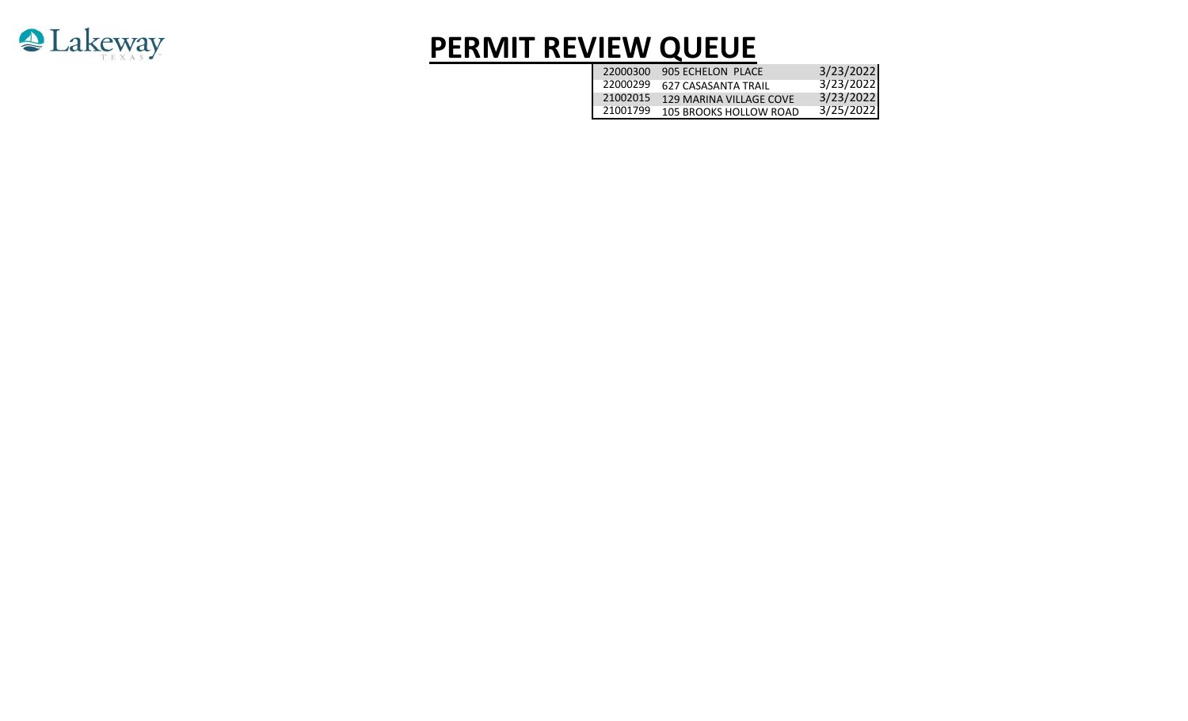Lakeway TEXAS

# PERMIT REVIEW QUEUE

| | | |
|---|---|---|
| 22000300 | 905 ECHELON PLACE | 3/23/2022 |
| 22000299 | 627 CASASANTA TRAIL | 3/23/2022 |
| 21002015 | 129 MARINA VILLAGE COVE | 3/23/2022 |
| 21001799 | 105 BROOKS HOLLOW ROAD | 3/25/2022 |